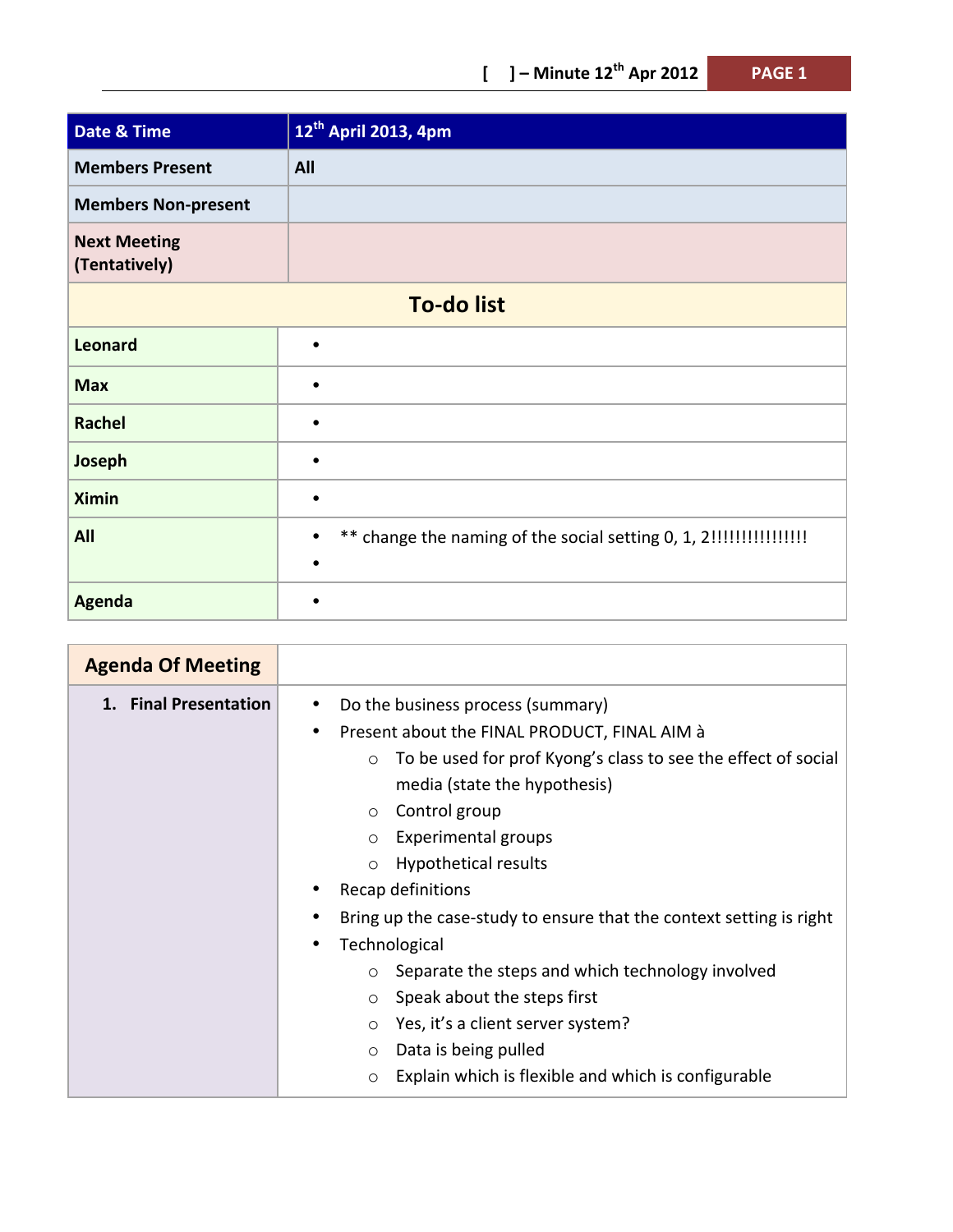| Date & Time | 12th April 2013, 4pm |
|---|---|
| Members Present | All |
| Members Non-present | |
| Next Meeting (Tentatively) | |

| To-do list | |
|---|---|
| Leonard | • |
| Max | • |
| Rachel | • |
| Joseph | • |
| Ximin | • |
| All | • ** change the naming of the social setting 0, 1, 2!!!!!!!!!!!!!!!!<br>• |
| Agenda | • |

| Agenda Of Meeting | |
|---|---|
| 1. Final Presentation | • Do the business process (summary)<br>• Present about the FINAL PRODUCT, FINAL AIM à<br>&nbsp;&nbsp;&nbsp;&nbsp;○ To be used for prof Kyong's class to see the effect of social media (state the hypothesis)<br>&nbsp;&nbsp;&nbsp;&nbsp;○ Control group<br>&nbsp;&nbsp;&nbsp;&nbsp;○ Experimental groups<br>&nbsp;&nbsp;&nbsp;&nbsp;○ Hypothetical results<br>• Recap definitions<br>• Bring up the case-study to ensure that the context setting is right<br>• Technological<br>&nbsp;&nbsp;&nbsp;&nbsp;○ Separate the steps and which technology involved<br>&nbsp;&nbsp;&nbsp;&nbsp;○ Speak about the steps first<br>&nbsp;&nbsp;&nbsp;&nbsp;○ Yes, it's a client server system?<br>&nbsp;&nbsp;&nbsp;&nbsp;○ Data is being pulled<br>&nbsp;&nbsp;&nbsp;&nbsp;○ Explain which is flexible and which is configurable |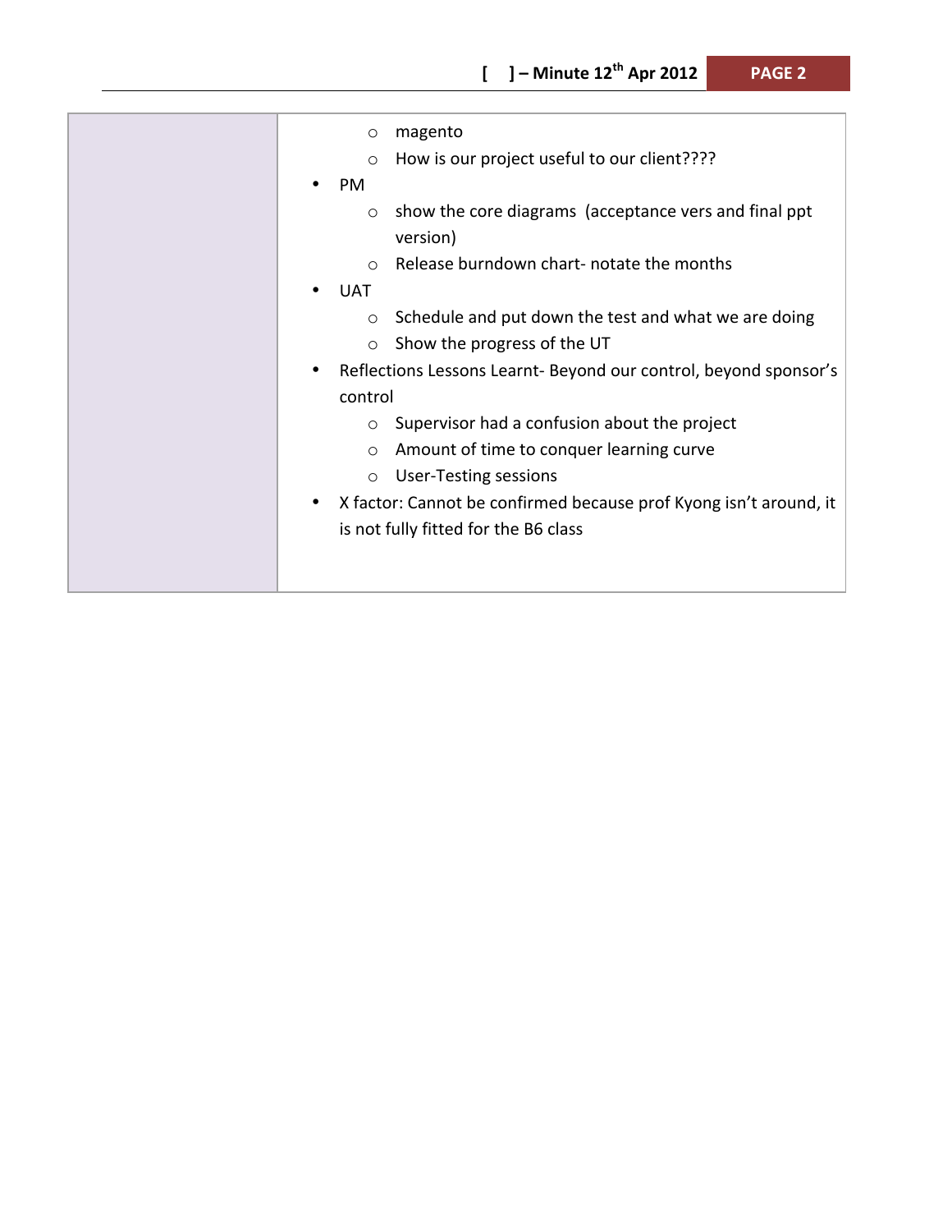- magento
- How is our project useful to our client????

- PM
  - show the core diagrams (acceptance vers and final ppt version)
  - Release burndown chart- notate the months
- UAT
  - Schedule and put down the test and what we are doing
  - Show the progress of the UT
- Reflections Lessons Learnt- Beyond our control, beyond sponsor's control
  - Supervisor had a confusion about the project
  - Amount of time to conquer learning curve
  - User-Testing sessions
- X factor: Cannot be confirmed because prof Kyong isn't around, it is not fully fitted for the B6 class